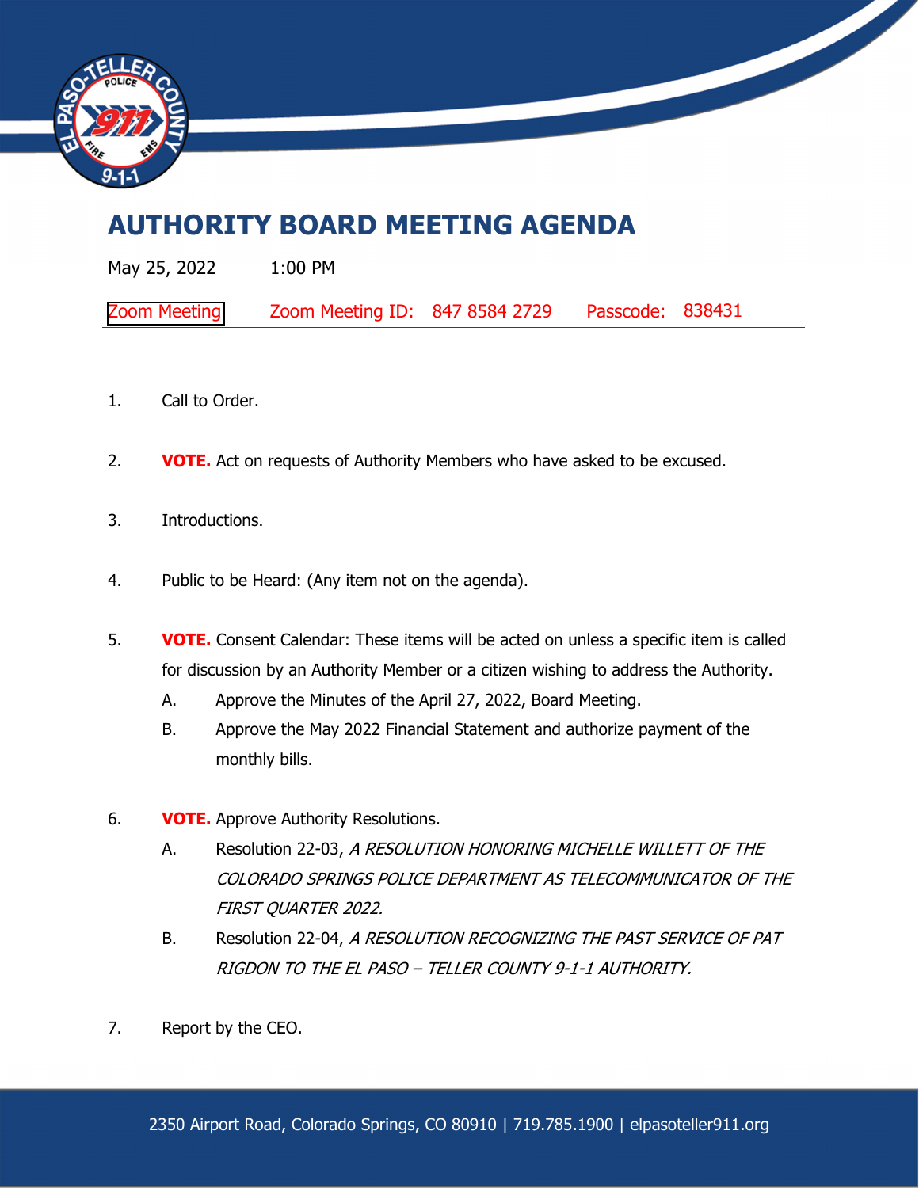# AUTHORITY BOARD MEETING AGENDA

May 25, 2022 1:00 PM

Zoom Meeting Zoom Meeting ID: 847 8584 2729 Passcode: 838431

1. Call to Order.

2. **VOTE.** Act on requests of Authority Members who have asked to be excused.

3. Introductions.

4. Public to be Heard: (Any item not on the agenda).

5. **VOTE.** Consent Calendar: These items will be acted on unless a specific item is called for discussion by an Authority Member or a citizen wishing to address the Authority.
   - A. Approve the Minutes of the April 27, 2022, Board Meeting.
   - B. Approve the May 2022 Financial Statement and authorize payment of the monthly bills.

6. **VOTE.** Approve Authority Resolutions.
   - A. Resolution 22-03, *A RESOLUTION HONORING MICHELLE WILLETT OF THE COLORADO SPRINGS POLICE DEPARTMENT AS TELECOMMUNICATOR OF THE FIRST QUARTER 2022.*
   - B. Resolution 22-04, *A RESOLUTION RECOGNIZING THE PAST SERVICE OF PAT RIGDON TO THE EL PASO – TELLER COUNTY 9-1-1 AUTHORITY.*

7. Report by the CEO.

2350 Airport Road, Colorado Springs, CO 80910 | 719.785.1900 | elpasoteller911.org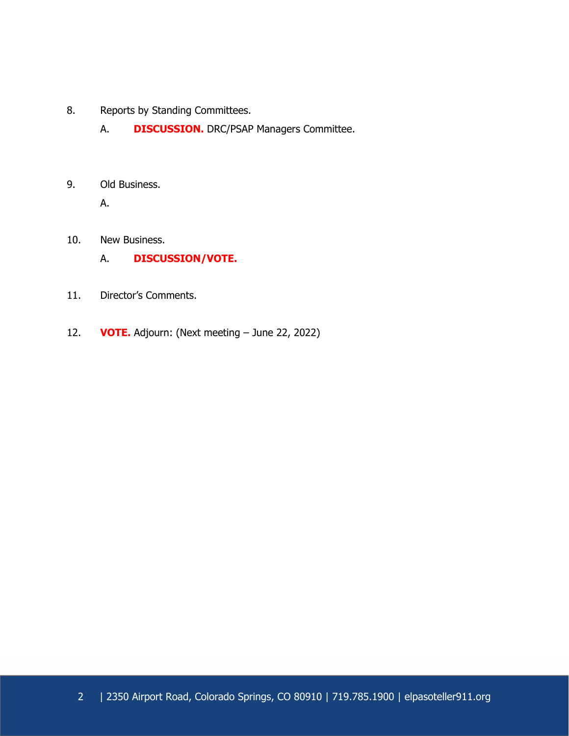8. Reports by Standing Committees.

   A. **DISCUSSION.** DRC/PSAP Managers Committee.

9. Old Business.

   A.

10. New Business.

    A. **DISCUSSION/VOTE.**

11. Director's Comments.

12. **VOTE.** Adjourn: (Next meeting – June 22, 2022)